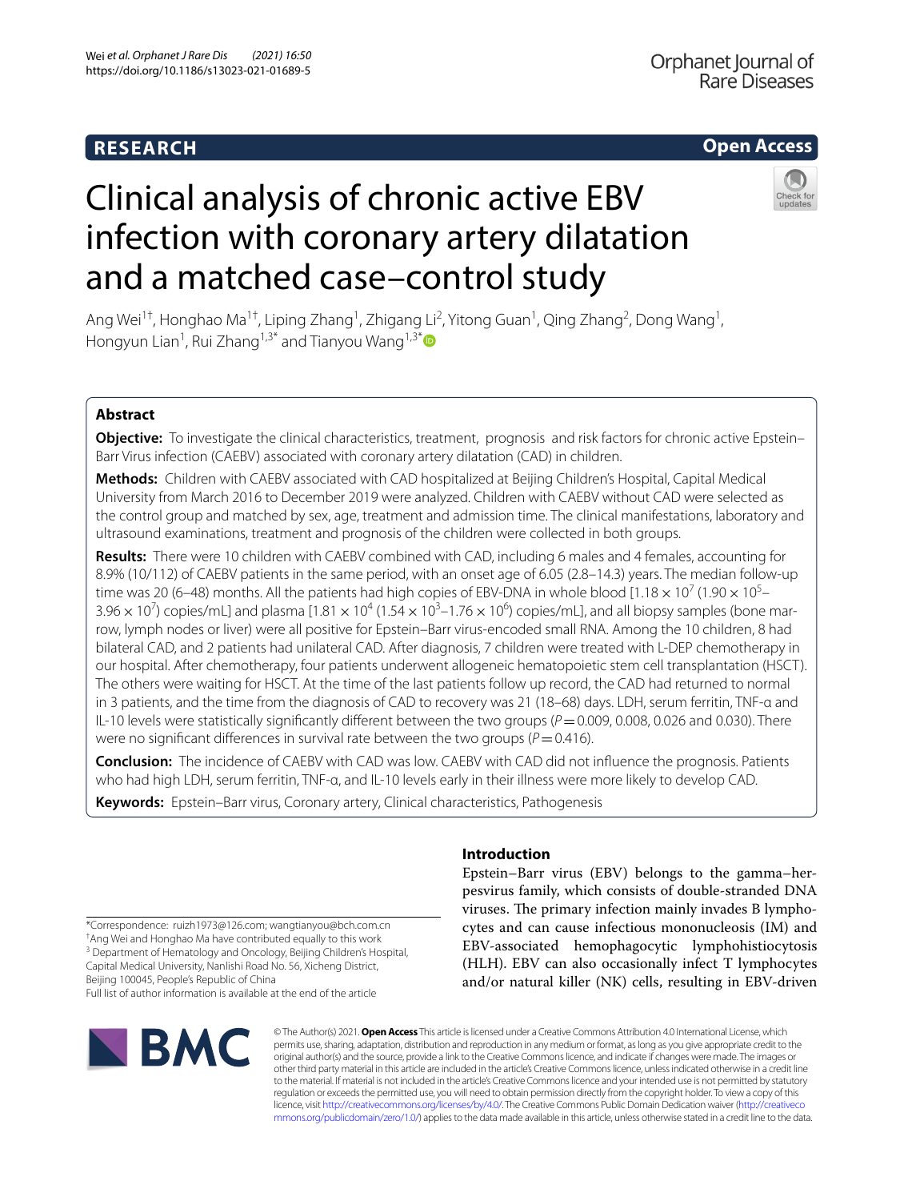**RESEARCH** **Open Access**

# Clinical analysis of chronic active EBV infection with coronary artery dilatation and a matched case–control study

Ang Wei[1†], Honghao Ma[1†], Liping Zhang[1], Zhigang Li[2], Yitong Guan[1], Qing Zhang[2], Dong Wang[1], Hongyun Lian[1], Rui Zhang[1,3*] and Tianyou Wang[1,3*]

## Abstract

**Objective:** To investigate the clinical characteristics, treatment, prognosis and risk factors for chronic active Epstein–Barr Virus infection (CAEBV) associated with coronary artery dilatation (CAD) in children.

**Methods:** Children with CAEBV associated with CAD hospitalized at Beijing Children's Hospital, Capital Medical University from March 2016 to December 2019 were analyzed. Children with CAEBV without CAD were selected as the control group and matched by sex, age, treatment and admission time. The clinical manifestations, laboratory and ultrasound examinations, treatment and prognosis of the children were collected in both groups.

**Results:** There were 10 children with CAEBV combined with CAD, including 6 males and 4 females, accounting for 8.9% (10/112) of CAEBV patients in the same period, with an onset age of 6.05 (2.8–14.3) years. The median follow-up time was 20 (6–48) months. All the patients had high copies of EBV-DNA in whole blood [$1.18 \times 10^7$ ($1.90 \times 10^5$–$3.96 \times 10^7$) copies/mL] and plasma [$1.81 \times 10^4$ ($1.54 \times 10^3$–$1.76 \times 10^6$) copies/mL], and all biopsy samples (bone marrow, lymph nodes or liver) were all positive for Epstein–Barr virus-encoded small RNA. Among the 10 children, 8 had bilateral CAD, and 2 patients had unilateral CAD. After diagnosis, 7 children were treated with L-DEP chemotherapy in our hospital. After chemotherapy, four patients underwent allogeneic hematopoietic stem cell transplantation (HSCT). The others were waiting for HSCT. At the time of the last patients follow up record, the CAD had returned to normal in 3 patients, and the time from the diagnosis of CAD to recovery was 21 (18–68) days. LDH, serum ferritin, TNF-α and IL-10 levels were statistically significantly different between the two groups ($P = 0.009$, 0.008, 0.026 and 0.030). There were no significant differences in survival rate between the two groups ($P = 0.416$).

**Conclusion:** The incidence of CAEBV with CAD was low. CAEBV with CAD did not influence the prognosis. Patients who had high LDH, serum ferritin, TNF-α, and IL-10 levels early in their illness were more likely to develop CAD.

**Keywords:** Epstein–Barr virus, Coronary artery, Clinical characteristics, Pathogenesis

*Correspondence: ruizh1973@126.com; wangtianyou@bch.com.cn
†Ang Wei and Honghao Ma have contributed equally to this work
[3] Department of Hematology and Oncology, Beijing Children's Hospital, Capital Medical University, Nanlishi Road No. 56, Xicheng District, Beijing 100045, People's Republic of China
Full list of author information is available at the end of the article

## Introduction

Epstein–Barr virus (EBV) belongs to the gamma–herpesvirus family, which consists of double-stranded DNA viruses. The primary infection mainly invades B lymphocytes and can cause infectious mononucleosis (IM) and EBV-associated hemophagocytic lymphohistiocytosis (HLH). EBV can also occasionally infect T lymphocytes and/or natural killer (NK) cells, resulting in EBV-driven

© The Author(s) 2021. **Open Access** This article is licensed under a Creative Commons Attribution 4.0 International License, which permits use, sharing, adaptation, distribution and reproduction in any medium or format, as long as you give appropriate credit to the original author(s) and the source, provide a link to the Creative Commons licence, and indicate if changes were made. The images or other third party material in this article are included in the article's Creative Commons licence, unless indicated otherwise in a credit line to the material. If material is not included in the article's Creative Commons licence and your intended use is not permitted by statutory regulation or exceeds the permitted use, you will need to obtain permission directly from the copyright holder. To view a copy of this licence, visit http://creativecommons.org/licenses/by/4.0/. The Creative Commons Public Domain Dedication waiver (http://creativecommons.org/publicdomain/zero/1.0/) applies to the data made available in this article, unless otherwise stated in a credit line to the data.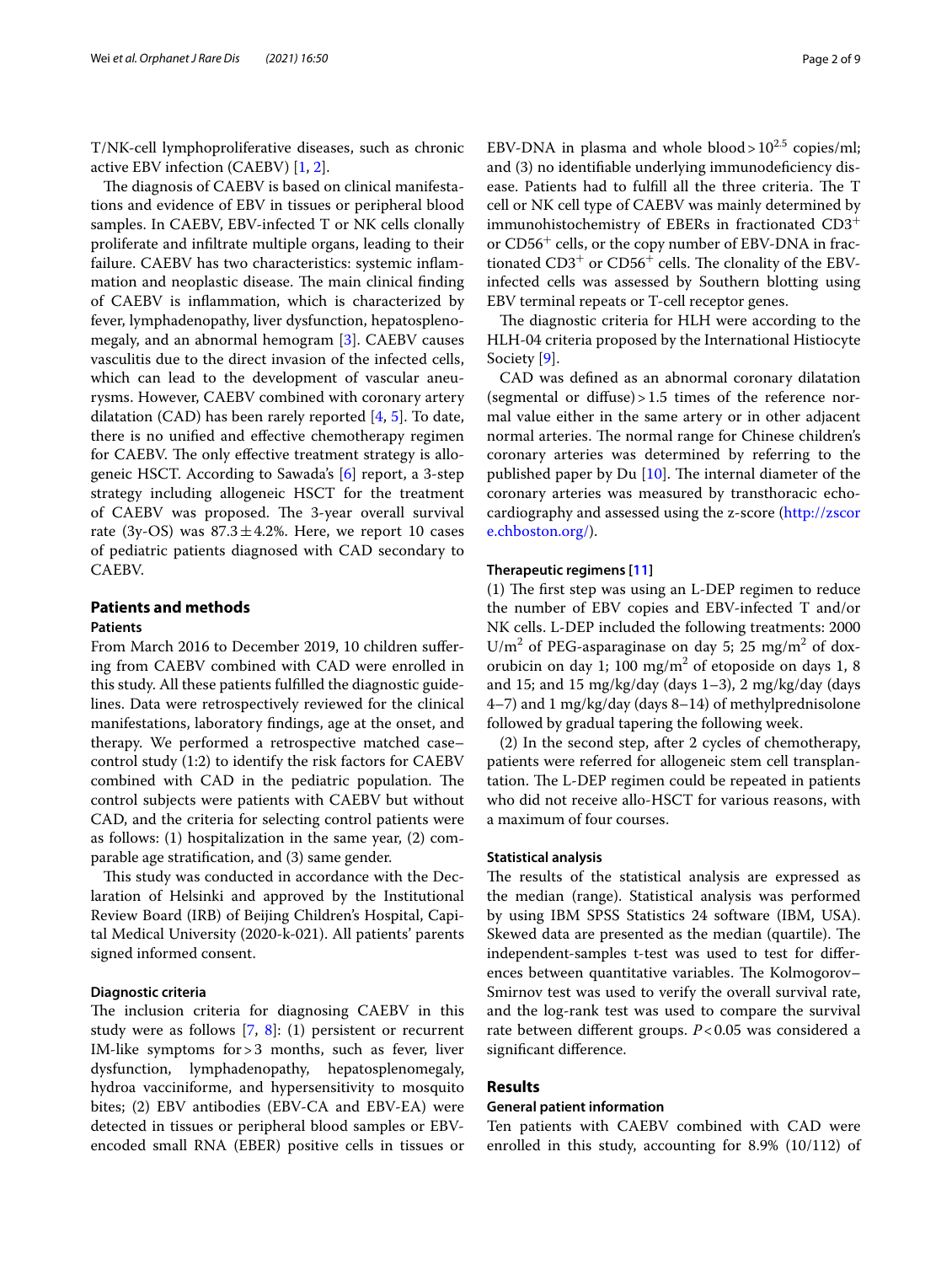T/NK-cell lymphoproliferative diseases, such as chronic active EBV infection (CAEBV) [1, 2].

The diagnosis of CAEBV is based on clinical manifestations and evidence of EBV in tissues or peripheral blood samples. In CAEBV, EBV-infected T or NK cells clonally proliferate and infiltrate multiple organs, leading to their failure. CAEBV has two characteristics: systemic inflammation and neoplastic disease. The main clinical finding of CAEBV is inflammation, which is characterized by fever, lymphadenopathy, liver dysfunction, hepatosplenomegaly, and an abnormal hemogram [3]. CAEBV causes vasculitis due to the direct invasion of the infected cells, which can lead to the development of vascular aneurysms. However, CAEBV combined with coronary artery dilatation (CAD) has been rarely reported [4, 5]. To date, there is no unified and effective chemotherapy regimen for CAEBV. The only effective treatment strategy is allogeneic HSCT. According to Sawada's [6] report, a 3-step strategy including allogeneic HSCT for the treatment of CAEBV was proposed. The 3-year overall survival rate (3y-OS) was $87.3 \pm 4.2\%$. Here, we report 10 cases of pediatric patients diagnosed with CAD secondary to CAEBV.

## Patients and methods

### Patients

From March 2016 to December 2019, 10 children suffering from CAEBV combined with CAD were enrolled in this study. All these patients fulfilled the diagnostic guidelines. Data were retrospectively reviewed for the clinical manifestations, laboratory findings, age at the onset, and therapy. We performed a retrospective matched case–control study (1:2) to identify the risk factors for CAEBV combined with CAD in the pediatric population. The control subjects were patients with CAEBV but without CAD, and the criteria for selecting control patients were as follows: (1) hospitalization in the same year, (2) comparable age stratification, and (3) same gender.

This study was conducted in accordance with the Declaration of Helsinki and approved by the Institutional Review Board (IRB) of Beijing Children's Hospital, Capital Medical University (2020-k-021). All patients' parents signed informed consent.

### Diagnostic criteria

The inclusion criteria for diagnosing CAEBV in this study were as follows [7, 8]: (1) persistent or recurrent IM-like symptoms for > 3 months, such as fever, liver dysfunction, lymphadenopathy, hepatosplenomegaly, hydroa vacciniforme, and hypersensitivity to mosquito bites; (2) EBV antibodies (EBV-CA and EBV-EA) were detected in tissues or peripheral blood samples or EBV-encoded small RNA (EBER) positive cells in tissues or EBV-DNA in plasma and whole blood > $10^{2.5}$ copies/ml; and (3) no identifiable underlying immunodeficiency disease. Patients had to fulfill all the three criteria. The T cell or NK cell type of CAEBV was mainly determined by immunohistochemistry of EBERs in fractionated $CD3^{+}$ or $CD56^{+}$ cells, or the copy number of EBV-DNA in fractionated $CD3^{+}$ or $CD56^{+}$ cells. The clonality of the EBV-infected cells was assessed by Southern blotting using EBV terminal repeats or T-cell receptor genes.

The diagnostic criteria for HLH were according to the HLH-04 criteria proposed by the International Histiocyte Society [9].

CAD was defined as an abnormal coronary dilatation (segmental or diffuse) > 1.5 times of the reference normal value either in the same artery or in other adjacent normal arteries. The normal range for Chinese children's coronary arteries was determined by referring to the published paper by Du [10]. The internal diameter of the coronary arteries was measured by transthoracic echocardiography and assessed using the z-score (http://zscore.chboston.org/).

### Therapeutic regimens [11]

(1) The first step was using an L-DEP regimen to reduce the number of EBV copies and EBV-infected T and/or NK cells. L-DEP included the following treatments: 2000 U/$m^2$ of PEG-asparaginase on day 5; 25 mg/$m^2$ of doxorubicin on day 1; 100 mg/$m^2$ of etoposide on days 1, 8 and 15; and 15 mg/kg/day (days 1–3), 2 mg/kg/day (days 4–7) and 1 mg/kg/day (days 8–14) of methylprednisolone followed by gradual tapering the following week.

(2) In the second step, after 2 cycles of chemotherapy, patients were referred for allogeneic stem cell transplantation. The L-DEP regimen could be repeated in patients who did not receive allo-HSCT for various reasons, with a maximum of four courses.

### Statistical analysis

The results of the statistical analysis are expressed as the median (range). Statistical analysis was performed by using IBM SPSS Statistics 24 software (IBM, USA). Skewed data are presented as the median (quartile). The independent-samples t-test was used to test for differences between quantitative variables. The Kolmogorov–Smirnov test was used to verify the overall survival rate, and the log-rank test was used to compare the survival rate between different groups. $P < 0.05$ was considered a significant difference.

## Results

### General patient information

Ten patients with CAEBV combined with CAD were enrolled in this study, accounting for 8.9% (10/112) of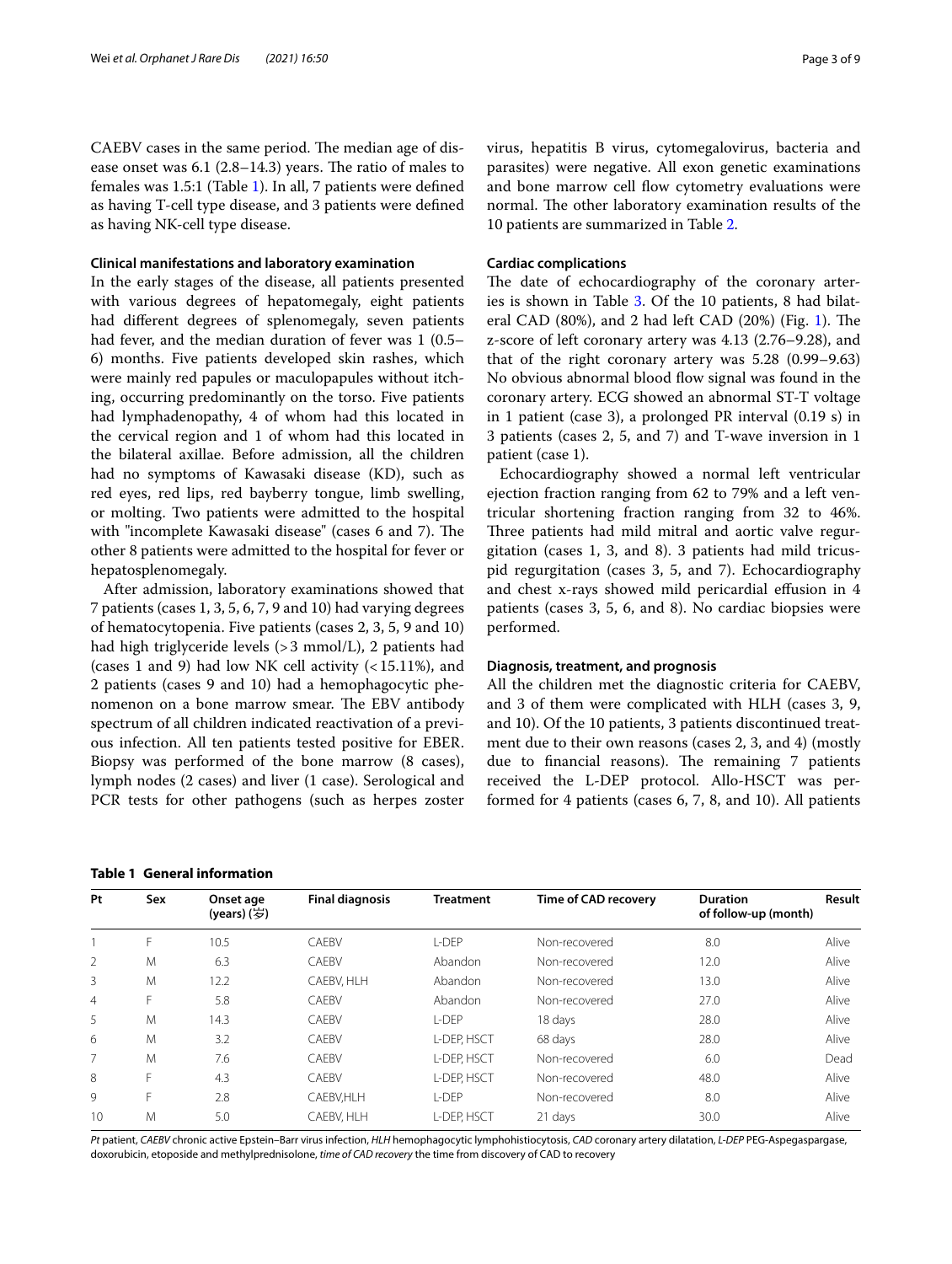CAEBV cases in the same period. The median age of disease onset was 6.1 (2.8–14.3) years. The ratio of males to females was 1.5:1 (Table 1). In all, 7 patients were defined as having T-cell type disease, and 3 patients were defined as having NK-cell type disease.

### Clinical manifestations and laboratory examination

In the early stages of the disease, all patients presented with various degrees of hepatomegaly, eight patients had different degrees of splenomegaly, seven patients had fever, and the median duration of fever was 1 (0.5–6) months. Five patients developed skin rashes, which were mainly red papules or maculopapules without itching, occurring predominantly on the torso. Five patients had lymphadenopathy, 4 of whom had this located in the cervical region and 1 of whom had this located in the bilateral axillae. Before admission, all the children had no symptoms of Kawasaki disease (KD), such as red eyes, red lips, red bayberry tongue, limb swelling, or molting. Two patients were admitted to the hospital with "incomplete Kawasaki disease" (cases 6 and 7). The other 8 patients were admitted to the hospital for fever or hepatosplenomegaly.

After admission, laboratory examinations showed that 7 patients (cases 1, 3, 5, 6, 7, 9 and 10) had varying degrees of hematocytopenia. Five patients (cases 2, 3, 5, 9 and 10) had high triglyceride levels (>3 mmol/L), 2 patients had (cases 1 and 9) had low NK cell activity (<15.11%), and 2 patients (cases 9 and 10) had a hemophagocytic phenomenon on a bone marrow smear. The EBV antibody spectrum of all children indicated reactivation of a previous infection. All ten patients tested positive for EBER. Biopsy was performed of the bone marrow (8 cases), lymph nodes (2 cases) and liver (1 case). Serological and PCR tests for other pathogens (such as herpes zoster virus, hepatitis B virus, cytomegalovirus, bacteria and parasites) were negative. All exon genetic examinations and bone marrow cell flow cytometry evaluations were normal. The other laboratory examination results of the 10 patients are summarized in Table 2.

### Cardiac complications

The date of echocardiography of the coronary arteries is shown in Table 3. Of the 10 patients, 8 had bilateral CAD (80%), and 2 had left CAD (20%) (Fig. 1). The z-score of left coronary artery was 4.13 (2.76–9.28), and that of the right coronary artery was 5.28 (0.99–9.63) No obvious abnormal blood flow signal was found in the coronary artery. ECG showed an abnormal ST-T voltage in 1 patient (case 3), a prolonged PR interval (0.19 s) in 3 patients (cases 2, 5, and 7) and T-wave inversion in 1 patient (case 1).

Echocardiography showed a normal left ventricular ejection fraction ranging from 62 to 79% and a left ventricular shortening fraction ranging from 32 to 46%. Three patients had mild mitral and aortic valve regurgitation (cases 1, 3, and 8). 3 patients had mild tricuspid regurgitation (cases 3, 5, and 7). Echocardiography and chest x-rays showed mild pericardial effusion in 4 patients (cases 3, 5, 6, and 8). No cardiac biopsies were performed.

### Diagnosis, treatment, and prognosis

All the children met the diagnostic criteria for CAEBV, and 3 of them were complicated with HLH (cases 3, 9, and 10). Of the 10 patients, 3 patients discontinued treatment due to their own reasons (cases 2, 3, and 4) (mostly due to financial reasons). The remaining 7 patients received the L-DEP protocol. Allo-HSCT was performed for 4 patients (cases 6, 7, 8, and 10). All patients

**Table 1 General information**

| Pt | Sex | Onset age (years) (岁) | Final diagnosis | Treatment | Time of CAD recovery | Duration of follow-up (month) | Result |
|---|---|---|---|---|---|---|---|
| 1 | F | 10.5 | CAEBV | L-DEP | Non-recovered | 8.0 | Alive |
| 2 | M | 6.3 | CAEBV | Abandon | Non-recovered | 12.0 | Alive |
| 3 | M | 12.2 | CAEBV, HLH | Abandon | Non-recovered | 13.0 | Alive |
| 4 | F | 5.8 | CAEBV | Abandon | Non-recovered | 27.0 | Alive |
| 5 | M | 14.3 | CAEBV | L-DEP | 18 days | 28.0 | Alive |
| 6 | M | 3.2 | CAEBV | L-DEP, HSCT | 68 days | 28.0 | Alive |
| 7 | M | 7.6 | CAEBV | L-DEP, HSCT | Non-recovered | 6.0 | Dead |
| 8 | F | 4.3 | CAEBV | L-DEP, HSCT | Non-recovered | 48.0 | Alive |
| 9 | F | 2.8 | CAEBV,HLH | L-DEP | Non-recovered | 8.0 | Alive |
| 10 | M | 5.0 | CAEBV, HLH | L-DEP, HSCT | 21 days | 30.0 | Alive |

*Pt* patient, *CAEBV* chronic active Epstein–Barr virus infection, *HLH* hemophagocytic lymphohistiocytosis, *CAD* coronary artery dilatation, *L-DEP* PEG-Aspegaspargase, doxorubicin, etoposide and methylprednisolone, *time of CAD recovery* the time from discovery of CAD to recovery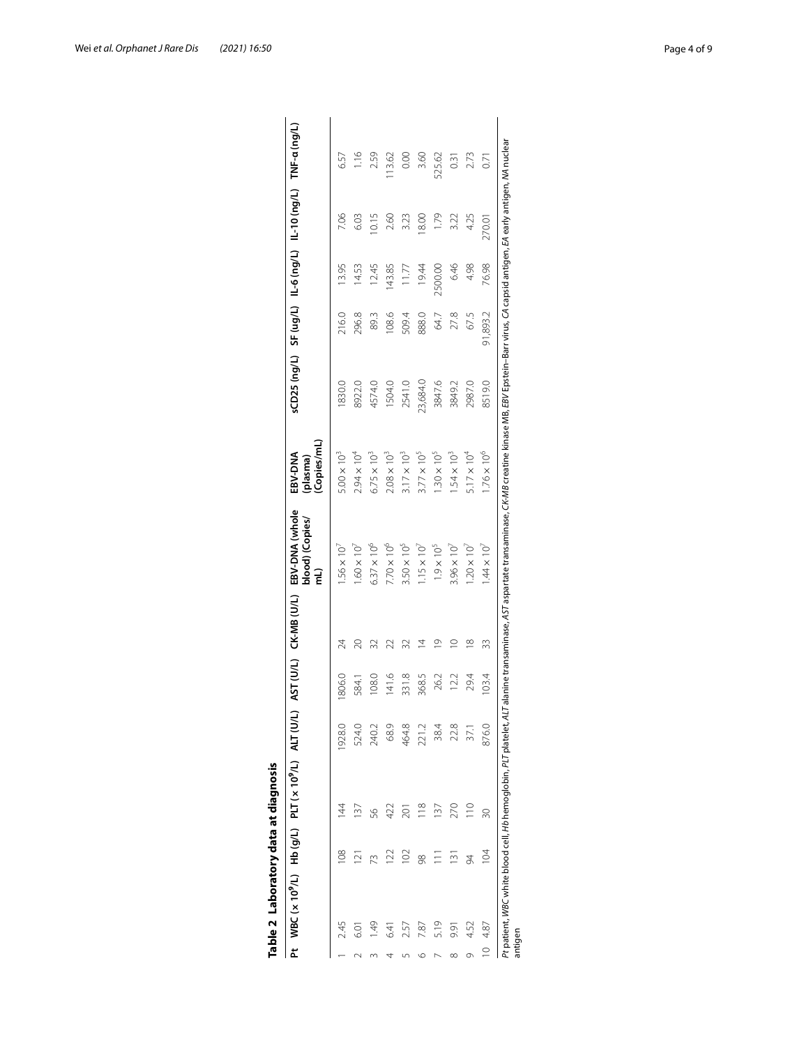**Table 2 Laboratory data at diagnosis**

| Pt | WBC ($\times 10^9$/L) | Hb (g/L) | PLT ($\times 10^9$/L) | ALT (U/L) | AST (U/L) | CK-MB (U/L) | EBV-DNA (whole blood) (Copies/mL) | EBV-DNA (plasma) (Copies/mL) | sCD25 (ng/L) | SF (ug/L) | IL-6 (ng/L) | IL-10 (ng/L) | TNF-α (ng/L) |
|---|---|---|---|---|---|---|---|---|---|---|---|---|---|
| 1 | 2.45 | 108 | 144 | 1928.0 | 1806.0 | 24 | $1.56 \times 10^7$ | $5.00 \times 10^3$ | 1830.0 | 216.0 | 13.95 | 7.06 | 6.57 |
| 2 | 6.01 | 121 | 137 | 524.0 | 584.1 | 20 | $1.60 \times 10^7$ | $2.94 \times 10^4$ | 8922.0 | 296.8 | 14.53 | 6.03 | 1.16 |
| 3 | 1.49 | 73 | 56 | 240.2 | 108.0 | 32 | $6.37 \times 10^6$ | $6.75 \times 10^3$ | 4574.0 | 89.3 | 12.45 | 10.15 | 2.59 |
| 4 | 6.41 | 122 | 422 | 68.9 | 141.6 | 22 | $7.70 \times 10^6$ | $2.08 \times 10^3$ | 1504.0 | 108.6 | 143.85 | 2.60 | 113.62 |
| 5 | 2.57 | 102 | 201 | 464.8 | 331.8 | 32 | $3.50 \times 10^5$ | $3.17 \times 10^3$ | 2541.0 | 509.4 | 11.77 | 3.23 | 0.00 |
| 6 | 7.87 | 98 | 118 | 221.2 | 368.5 | 14 | $1.15 \times 10^7$ | $3.77 \times 10^5$ | 23,684.0 | 888.0 | 19.44 | 18.00 | 3.60 |
| 7 | 5.19 | 111 | 137 | 38.4 | 26.2 | 19 | $1.9 \times 10^5$ | $1.30 \times 10^5$ | 3847.6 | 64.7 | 2500.00 | 1.79 | 525.62 |
| 8 | 9.91 | 131 | 270 | 22.8 | 12.2 | 10 | $3.96 \times 10^7$ | $1.54 \times 10^3$ | 3849.2 | 27.8 | 6.46 | 3.22 | 0.31 |
| 9 | 4.52 | 94 | 110 | 37.1 | 29.4 | 18 | $1.20 \times 10^7$ | $5.17 \times 10^4$ | 2987.0 | 67.5 | 4.98 | 4.25 | 2.73 |
| 10 | 4.87 | 104 | 30 | 876.0 | 103.4 | 33 | $1.44 \times 10^7$ | $1.76 \times 10^6$ | 8519.0 | 91,893.2 | 76.98 | 270.01 | 0.71 |

*Pt* patient, *WBC* white blood cell, *Hb* hemoglobin, *PLT* platelet, *ALT* alanine transaminase, *AST* aspartate transaminase, *CK-MB* creatine kinase MB, *EBV* Epstein–Barr virus, *CA* capsid antigen, *EA* early antigen, *NA* nuclear antigen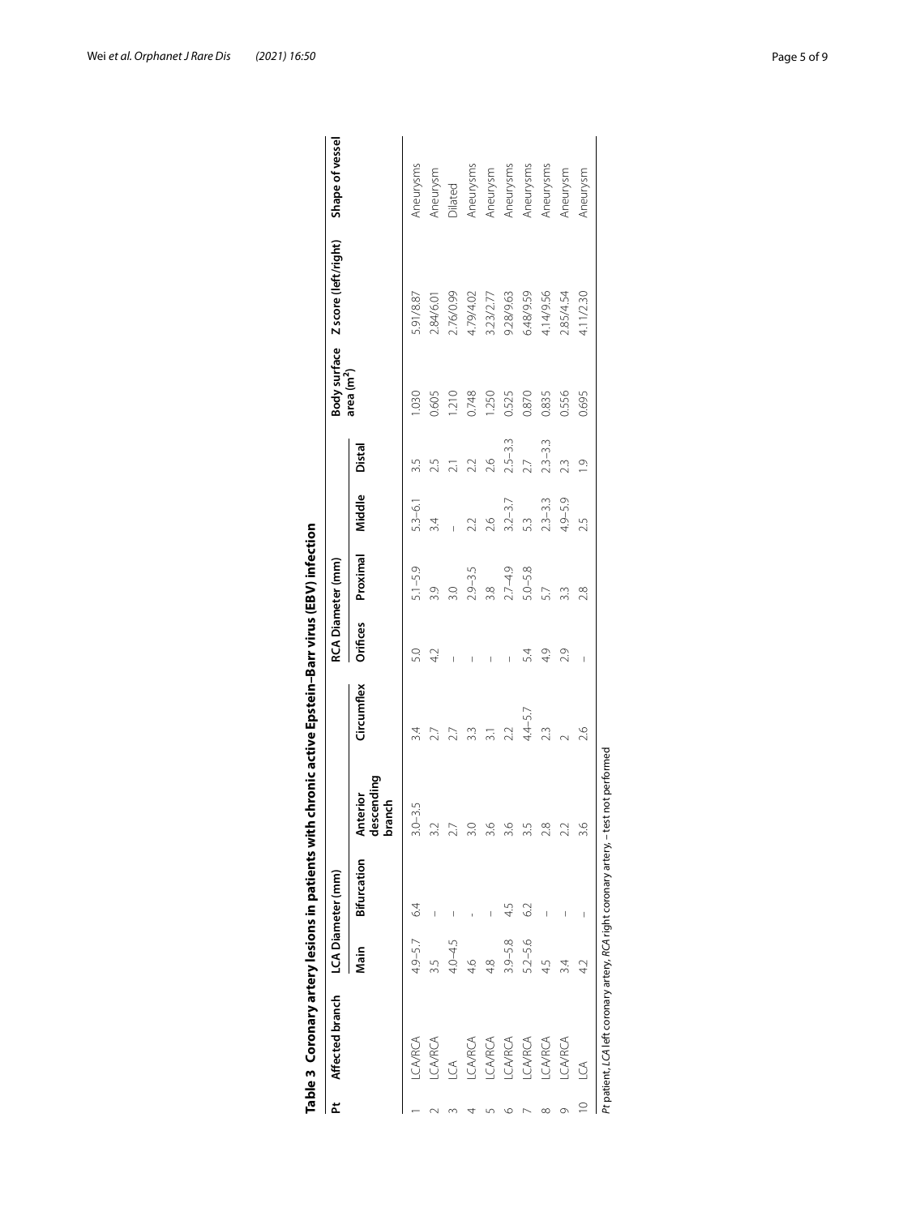**Table 3 Coronary artery lesions in patients with chronic active Epstein–Barr virus (EBV) infection**

| Pt | Affected branch | LCA Diameter (mm) | | | | RCA Diameter (mm) | | | | Body surface area (m$^2$) | Z score (left/right) | Shape of vessel |
|---|---|---|---|---|---|---|---|---|---|---|---|---|
| | | Main | Bifurcation | Anterior descending branch | Circumflex | Orifices | Proximal | Middle | Distal | | | |
| 1 | LCA/RCA | 4.9–5.7 | 6.4 | 3.0–3.5 | 3.4 | 5.0 | 5.1–5.9 | 5.3–6.1 | 3.5 | 1.030 | 5.91/8.87 | Aneurysms |
| 2 | LCA/RCA | 3.5 | – | 3.2 | 2.7 | 4.2 | 3.9 | 3.4 | 2.5 | 0.605 | 2.84/6.01 | Aneurysm |
| 3 | LCA | 4.0–4.5 | – | 2.7 | 2.7 | – | 3.0 | – | 2.1 | 1.210 | 2.76/0.99 | Dilated |
| 4 | LCA/RCA | 4.6 | – | 3.0 | 3.3 | – | 2.9–3.5 | 2.2 | 2.2 | 0.748 | 4.79/4.02 | Aneurysms |
| 5 | LCA/RCA | 4.8 | – | 3.6 | 3.1 | – | 3.8 | 2.6 | 2.6 | 1.250 | 3.23/2.77 | Aneurysm |
| 6 | LCA/RCA | 3.9–5.8 | 4.5 | 3.6 | 2.2 | – | 2.7–4.9 | 3.2–3.7 | 2.5–3.3 | 0.525 | 9.28/9.63 | Aneurysms |
| 7 | LCA/RCA | 5.2–5.6 | 6.2 | 3.5 | 4.4–5.7 | 5.4 | 5.0–5.8 | 5.3 | 2.7 | 0.870 | 6.48/9.59 | Aneurysms |
| 8 | LCA/RCA | 4.5 | – | 2.8 | 2.3 | 4.9 | 5.7 | 2.3–3.3 | 2.3–3.3 | 0.835 | 4.14/9.56 | Aneurysms |
| 9 | LCA/RCA | 3.4 | – | 2.2 | 2 | 2.9 | 3.3 | 4.9–5.9 | 2.3 | 0.556 | 2.85/4.54 | Aneurysm |
| 10 | LCA | 4.2 | – | 3.6 | 2.6 | – | 2.8 | 2.5 | 1.9 | 0.695 | 4.11/2.30 | Aneurysm |

*Pt* patient, *LCA* left coronary artery, *RCA* right coronary artery, – test not performed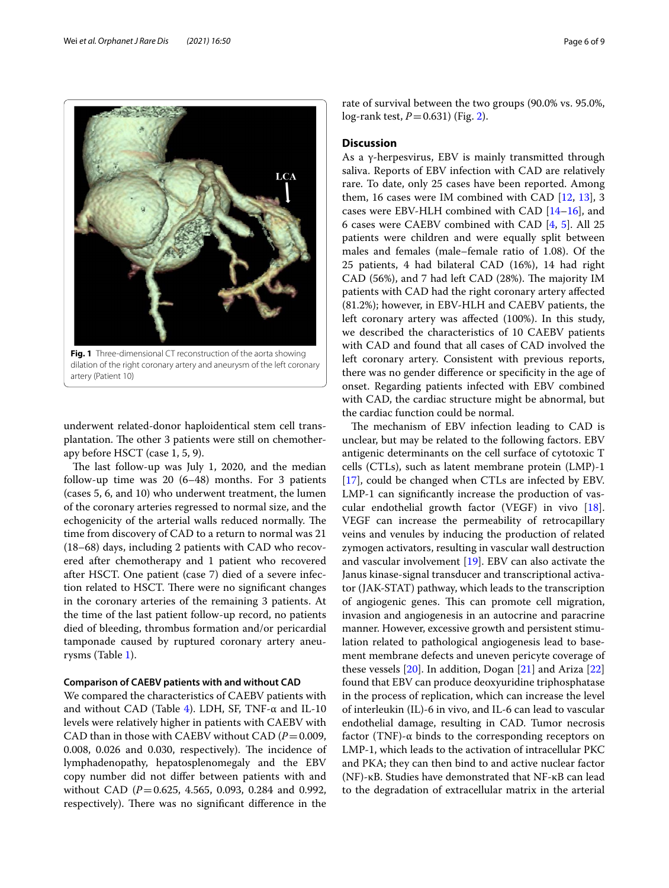Fig. 1 Three-dimensional CT reconstruction of the aorta showing dilation of the right coronary artery and aneurysm of the left coronary artery (Patient 10)

underwent related-donor haploidentical stem cell transplantation. The other 3 patients were still on chemotherapy before HSCT (case 1, 5, 9).

The last follow-up was July 1, 2020, and the median follow-up time was 20 (6–48) months. For 3 patients (cases 5, 6, and 10) who underwent treatment, the lumen of the coronary arteries regressed to normal size, and the echogenicity of the arterial walls reduced normally. The time from discovery of CAD to a return to normal was 21 (18–68) days, including 2 patients with CAD who recovered after chemotherapy and 1 patient who recovered after HSCT. One patient (case 7) died of a severe infection related to HSCT. There were no significant changes in the coronary arteries of the remaining 3 patients. At the time of the last patient follow-up record, no patients died of bleeding, thrombus formation and/or pericardial tamponade caused by ruptured coronary artery aneurysms (Table 1).

### Comparison of CAEBV patients with and without CAD

We compared the characteristics of CAEBV patients with and without CAD (Table 4). LDH, SF, TNF-α and IL-10 levels were relatively higher in patients with CAEBV with CAD than in those with CAEBV without CAD ($P=0.009$, 0.008, 0.026 and 0.030, respectively). The incidence of lymphadenopathy, hepatosplenomegaly and the EBV copy number did not differ between patients with and without CAD ($P=0.625$, 4.565, 0.093, 0.284 and 0.992, respectively). There was no significant difference in the rate of survival between the two groups (90.0% vs. 95.0%, log-rank test, $P=0.631$) (Fig. 2).

## Discussion

As a γ-herpesvirus, EBV is mainly transmitted through saliva. Reports of EBV infection with CAD are relatively rare. To date, only 25 cases have been reported. Among them, 16 cases were IM combined with CAD [12, 13], 3 cases were EBV-HLH combined with CAD [14–16], and 6 cases were CAEBV combined with CAD [4, 5]. All 25 patients were children and were equally split between males and females (male–female ratio of 1.08). Of the 25 patients, 4 had bilateral CAD (16%), 14 had right CAD (56%), and 7 had left CAD (28%). The majority IM patients with CAD had the right coronary artery affected (81.2%); however, in EBV-HLH and CAEBV patients, the left coronary artery was affected (100%). In this study, we described the characteristics of 10 CAEBV patients with CAD and found that all cases of CAD involved the left coronary artery. Consistent with previous reports, there was no gender difference or specificity in the age of onset. Regarding patients infected with EBV combined with CAD, the cardiac structure might be abnormal, but the cardiac function could be normal.

The mechanism of EBV infection leading to CAD is unclear, but may be related to the following factors. EBV antigenic determinants on the cell surface of cytotoxic T cells (CTLs), such as latent membrane protein (LMP)-1 [17], could be changed when CTLs are infected by EBV. LMP-1 can significantly increase the production of vascular endothelial growth factor (VEGF) in vivo [18]. VEGF can increase the permeability of retrocapillary veins and venules by inducing the production of related zymogen activators, resulting in vascular wall destruction and vascular involvement [19]. EBV can also activate the Janus kinase-signal transducer and transcriptional activator (JAK-STAT) pathway, which leads to the transcription of angiogenic genes. This can promote cell migration, invasion and angiogenesis in an autocrine and paracrine manner. However, excessive growth and persistent stimulation related to pathological angiogenesis lead to basement membrane defects and uneven pericyte coverage of these vessels [20]. In addition, Dogan [21] and Ariza [22] found that EBV can produce deoxyuridine triphosphatase in the process of replication, which can increase the level of interleukin (IL)-6 in vivo, and IL-6 can lead to vascular endothelial damage, resulting in CAD. Tumor necrosis factor (TNF)-α binds to the corresponding receptors on LMP-1, which leads to the activation of intracellular PKC and PKA; they can then bind to and active nuclear factor (NF)-κB. Studies have demonstrated that NF-κB can lead to the degradation of extracellular matrix in the arterial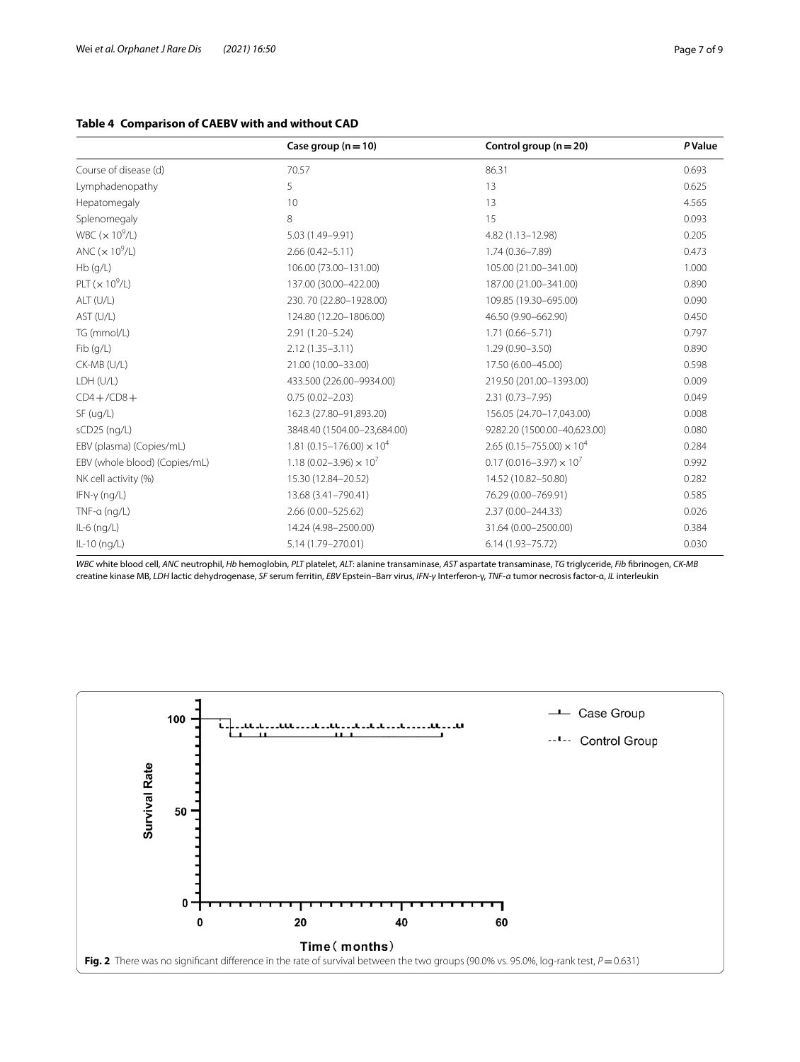**Table 4 Comparison of CAEBV with and without CAD**

| | Case group (n = 10) | Control group (n = 20) | *P* Value |
|---|---|---|---|
| Course of disease (d) | 70.57 | 86.31 | 0.693 |
| Lymphadenopathy | 5 | 13 | 0.625 |
| Hepatomegaly | 10 | 13 | 4.565 |
| Splenomegaly | 8 | 15 | 0.093 |
| WBC ($\times 10^9$/L) | 5.03 (1.49–9.91) | 4.82 (1.13–12.98) | 0.205 |
| ANC ($\times 10^9$/L) | 2.66 (0.42–5.11) | 1.74 (0.36–7.89) | 0.473 |
| Hb (g/L) | 106.00 (73.00–131.00) | 105.00 (21.00–341.00) | 1.000 |
| PLT ($\times 10^9$/L) | 137.00 (30.00–422.00) | 187.00 (21.00–341.00) | 0.890 |
| ALT (U/L) | 230. 70 (22.80–1928.00) | 109.85 (19.30–695.00) | 0.090 |
| AST (U/L) | 124.80 (12.20–1806.00) | 46.50 (9.90–662.90) | 0.450 |
| TG (mmol/L) | 2.91 (1.20–5.24) | 1.71 (0.66–5.71) | 0.797 |
| Fib (g/L) | 2.12 (1.35–3.11) | 1.29 (0.90–3.50) | 0.890 |
| CK-MB (U/L) | 21.00 (10.00–33.00) | 17.50 (6.00–45.00) | 0.598 |
| LDH (U/L) | 433.500 (226.00–9934.00) | 219.50 (201.00–1393.00) | 0.009 |
| CD4 + /CD8 + | 0.75 (0.02–2.03) | 2.31 (0.73–7.95) | 0.049 |
| SF (ug/L) | 162.3 (27.80–91,893.20) | 156.05 (24.70–17,043.00) | 0.008 |
| sCD25 (ng/L) | 3848.40 (1504.00–23,684.00) | 9282.20 (1500.00–40,623.00) | 0.080 |
| EBV (plasma) (Copies/mL) | 1.81 (0.15–176.00) $\times 10^4$ | 2.65 (0.15–755.00) $\times 10^4$ | 0.284 |
| EBV (whole blood) (Copies/mL) | 1.18 (0.02–3.96) $\times 10^7$ | 0.17 (0.016–3.97) $\times 10^7$ | 0.992 |
| NK cell activity (%) | 15.30 (12.84–20.52) | 14.52 (10.82–50.80) | 0.282 |
| IFN-γ (ng/L) | 13.68 (3.41–790.41) | 76.29 (0.00–769.91) | 0.585 |
| TNF-α (ng/L) | 2.66 (0.00–525.62) | 2.37 (0.00–244.33) | 0.026 |
| IL-6 (ng/L) | 14.24 (4.98–2500.00) | 31.64 (0.00–2500.00) | 0.384 |
| IL-10 (ng/L) | 5.14 (1.79–270.01) | 6.14 (1.93–75.72) | 0.030 |

*WBC* white blood cell, *ANC* neutrophil, *Hb* hemoglobin, *PLT* platelet, *ALT*: alanine transaminase, *AST* aspartate transaminase, *TG* triglyceride, *Fib* fibrinogen, *CK-MB* creatine kinase MB, *LDH* lactic dehydrogenase, *SF* serum ferritin, *EBV* Epstein–Barr virus, *IFN-γ* Interferon-γ, *TNF-α* tumor necrosis factor-α, *IL* interleukin

**Fig. 2** There was no significant difference in the rate of survival between the two groups (90.0% vs. 95.0%, log-rank test, $P = 0.631$)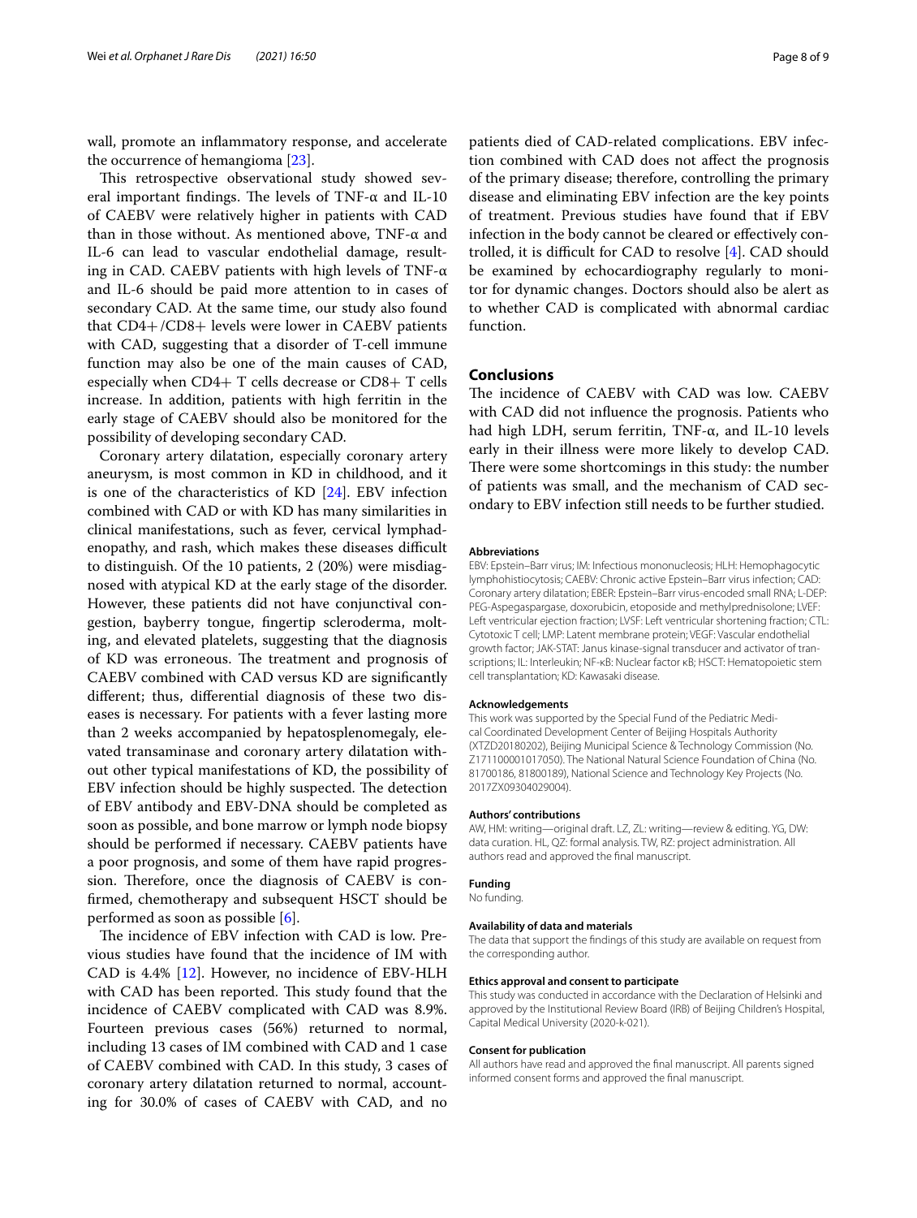wall, promote an inflammatory response, and accelerate the occurrence of hemangioma [23].

This retrospective observational study showed several important findings. The levels of TNF-α and IL-10 of CAEBV were relatively higher in patients with CAD than in those without. As mentioned above, TNF-α and IL-6 can lead to vascular endothelial damage, resulting in CAD. CAEBV patients with high levels of TNF-α and IL-6 should be paid more attention to in cases of secondary CAD. At the same time, our study also found that CD4+/CD8+ levels were lower in CAEBV patients with CAD, suggesting that a disorder of T-cell immune function may also be one of the main causes of CAD, especially when CD4+ T cells decrease or CD8+ T cells increase. In addition, patients with high ferritin in the early stage of CAEBV should also be monitored for the possibility of developing secondary CAD.

Coronary artery dilatation, especially coronary artery aneurysm, is most common in KD in childhood, and it is one of the characteristics of KD [24]. EBV infection combined with CAD or with KD has many similarities in clinical manifestations, such as fever, cervical lymphadenopathy, and rash, which makes these diseases difficult to distinguish. Of the 10 patients, 2 (20%) were misdiagnosed with atypical KD at the early stage of the disorder. However, these patients did not have conjunctival congestion, bayberry tongue, fingertip scleroderma, molting, and elevated platelets, suggesting that the diagnosis of KD was erroneous. The treatment and prognosis of CAEBV combined with CAD versus KD are significantly different; thus, differential diagnosis of these two diseases is necessary. For patients with a fever lasting more than 2 weeks accompanied by hepatosplenomegaly, elevated transaminase and coronary artery dilatation without other typical manifestations of KD, the possibility of EBV infection should be highly suspected. The detection of EBV antibody and EBV-DNA should be completed as soon as possible, and bone marrow or lymph node biopsy should be performed if necessary. CAEBV patients have a poor prognosis, and some of them have rapid progression. Therefore, once the diagnosis of CAEBV is confirmed, chemotherapy and subsequent HSCT should be performed as soon as possible [6].

The incidence of EBV infection with CAD is low. Previous studies have found that the incidence of IM with CAD is 4.4% [12]. However, no incidence of EBV-HLH with CAD has been reported. This study found that the incidence of CAEBV complicated with CAD was 8.9%. Fourteen previous cases (56%) returned to normal, including 13 cases of IM combined with CAD and 1 case of CAEBV combined with CAD. In this study, 3 cases of coronary artery dilatation returned to normal, accounting for 30.0% of cases of CAEBV with CAD, and no patients died of CAD-related complications. EBV infection combined with CAD does not affect the prognosis of the primary disease; therefore, controlling the primary disease and eliminating EBV infection are the key points of treatment. Previous studies have found that if EBV infection in the body cannot be cleared or effectively controlled, it is difficult for CAD to resolve [4]. CAD should be examined by echocardiography regularly to monitor for dynamic changes. Doctors should also be alert as to whether CAD is complicated with abnormal cardiac function.

## Conclusions

The incidence of CAEBV with CAD was low. CAEBV with CAD did not influence the prognosis. Patients who had high LDH, serum ferritin, TNF-α, and IL-10 levels early in their illness were more likely to develop CAD. There were some shortcomings in this study: the number of patients was small, and the mechanism of CAD secondary to EBV infection still needs to be further studied.

#### Abbreviations

EBV: Epstein–Barr virus; IM: Infectious mononucleosis; HLH: Hemophagocytic lymphohistiocytosis; CAEBV: Chronic active Epstein–Barr virus infection; CAD: Coronary artery dilatation; EBER: Epstein–Barr virus-encoded small RNA; L-DEP: PEG-Aspegaspargase, doxorubicin, etoposide and methylprednisolone; LVEF: Left ventricular ejection fraction; LVSF: Left ventricular shortening fraction; CTL: Cytotoxic T cell; LMP: Latent membrane protein; VEGF: Vascular endothelial growth factor; JAK-STAT: Janus kinase-signal transducer and activator of transcriptions; IL: Interleukin; NF-κB: Nuclear factor κB; HSCT: Hematopoietic stem cell transplantation; KD: Kawasaki disease.

#### Acknowledgements

This work was supported by the Special Fund of the Pediatric Medical Coordinated Development Center of Beijing Hospitals Authority (XTZD20180202), Beijing Municipal Science & Technology Commission (No. Z171100001017050). The National Natural Science Foundation of China (No. 81700186, 81800189), National Science and Technology Key Projects (No. 2017ZX09304029004).

#### Authors' contributions

AW, HM: writing—original draft. LZ, ZL: writing—review & editing. YG, DW: data curation. HL, QZ: formal analysis. TW, RZ: project administration. All authors read and approved the final manuscript.

#### Funding

No funding.

#### Availability of data and materials

The data that support the findings of this study are available on request from the corresponding author.

#### Ethics approval and consent to participate

This study was conducted in accordance with the Declaration of Helsinki and approved by the Institutional Review Board (IRB) of Beijing Children's Hospital, Capital Medical University (2020-k-021).

#### Consent for publication

All authors have read and approved the final manuscript. All parents signed informed consent forms and approved the final manuscript.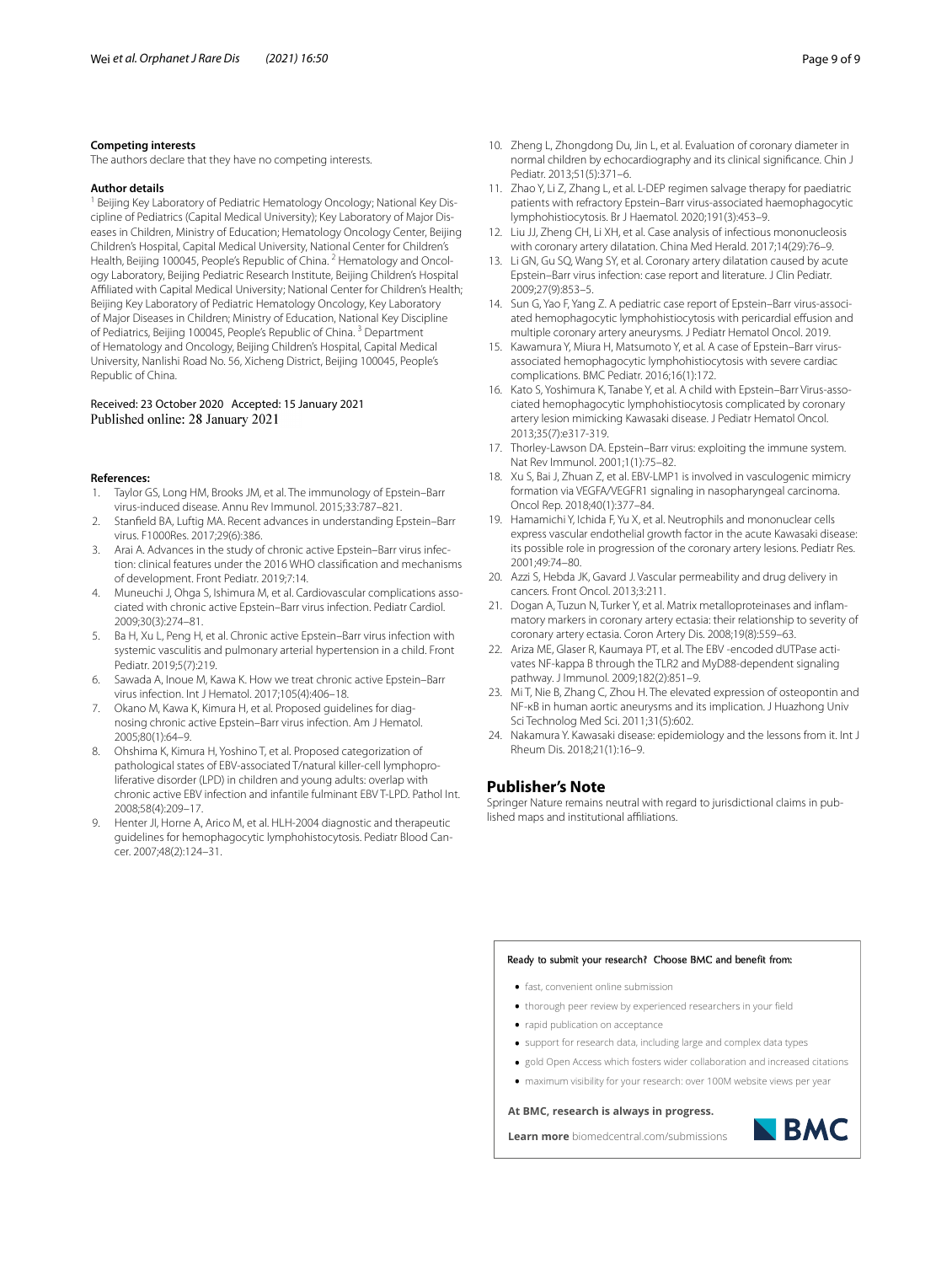### Competing interests

The authors declare that they have no competing interests.

### Author details

[1] Beijing Key Laboratory of Pediatric Hematology Oncology; National Key Discipline of Pediatrics (Capital Medical University); Key Laboratory of Major Diseases in Children, Ministry of Education; Hematology Oncology Center, Beijing Children's Hospital, Capital Medical University, National Center for Children's Health, Beijing 100045, People's Republic of China. [2] Hematology and Oncology Laboratory, Beijing Pediatric Research Institute, Beijing Children's Hospital Affiliated with Capital Medical University; National Center for Children's Health; Beijing Key Laboratory of Pediatric Hematology Oncology, Key Laboratory of Major Diseases in Children; Ministry of Education, National Key Discipline of Pediatrics, Beijing 100045, People's Republic of China. [3] Department of Hematology and Oncology, Beijing Children's Hospital, Capital Medical University, Nanlishi Road No. 56, Xicheng District, Beijing 100045, People's Republic of China.

Received: 23 October 2020 Accepted: 15 January 2021
Published online: 28 January 2021

### References:

1. Taylor GS, Long HM, Brooks JM, et al. The immunology of Epstein–Barr virus-induced disease. Annu Rev Immunol. 2015;33:787–821.
2. Stanfield BA, Luftig MA. Recent advances in understanding Epstein–Barr virus. F1000Res. 2017;29(6):386.
3. Arai A. Advances in the study of chronic active Epstein–Barr virus infection: clinical features under the 2016 WHO classification and mechanisms of development. Front Pediatr. 2019;7:14.
4. Muneuchi J, Ohga S, Ishimura M, et al. Cardiovascular complications associated with chronic active Epstein–Barr virus infection. Pediatr Cardiol. 2009;30(3):274–81.
5. Ba H, Xu L, Peng H, et al. Chronic active Epstein–Barr virus infection with systemic vasculitis and pulmonary arterial hypertension in a child. Front Pediatr. 2019;5(7):219.
6. Sawada A, Inoue M, Kawa K. How we treat chronic active Epstein–Barr virus infection. Int J Hematol. 2017;105(4):406–18.
7. Okano M, Kawa K, Kimura H, et al. Proposed guidelines for diagnosing chronic active Epstein–Barr virus infection. Am J Hematol. 2005;80(1):64–9.
8. Ohshima K, Kimura H, Yoshino T, et al. Proposed categorization of pathological states of EBV-associated T/natural killer-cell lymphoproliferative disorder (LPD) in children and young adults: overlap with chronic active EBV infection and infantile fulminant EBV T-LPD. Pathol Int. 2008;58(4):209–17.
9. Henter JI, Horne A, Arico M, et al. HLH-2004 diagnostic and therapeutic guidelines for hemophagocytic lymphohistiocytosis. Pediatr Blood Cancer. 2007;48(2):124–31.
10. Zheng L, Zhongdong Du, Jin L, et al. Evaluation of coronary diameter in normal children by echocardiography and its clinical significance. Chin J Pediatr. 2013;51(5):371–6.
11. Zhao Y, Li Z, Zhang L, et al. L-DEP regimen salvage therapy for paediatric patients with refractory Epstein–Barr virus-associated haemophagocytic lymphohistiocytosis. Br J Haematol. 2020;191(3):453–9.
12. Liu JJ, Zheng CH, Li XH, et al. Case analysis of infectious mononucleosis with coronary artery dilatation. China Med Herald. 2017;14(29):76–9.
13. Li GN, Gu SQ, Wang SY, et al. Coronary artery dilatation caused by acute Epstein–Barr virus infection: case report and literature. J Clin Pediatr. 2009;27(9):853–5.
14. Sun G, Yao F, Yang Z. A pediatric case report of Epstein–Barr virus-associated hemophagocytic lymphohistiocytosis with pericardial effusion and multiple coronary artery aneurysms. J Pediatr Hematol Oncol. 2019.
15. Kawamura Y, Miura H, Matsumoto Y, et al. A case of Epstein–Barr virus-associated hemophagocytic lymphohistiocytosis with severe cardiac complications. BMC Pediatr. 2016;16(1):172.
16. Kato S, Yoshimura K, Tanabe Y, et al. A child with Epstein–Barr Virus-associated hemophagocytic lymphohistiocytosis complicated by coronary artery lesion mimicking Kawasaki disease. J Pediatr Hematol Oncol. 2013;35(7):e317-319.
17. Thorley-Lawson DA. Epstein–Barr virus: exploiting the immune system. Nat Rev Immunol. 2001;1(1):75–82.
18. Xu S, Bai J, Zhuan Z, et al. EBV-LMP1 is involved in vasculogenic mimicry formation via VEGFA/VEGFR1 signaling in nasopharyngeal carcinoma. Oncol Rep. 2018;40(1):377–84.
19. Hamamichi Y, Ichida F, Yu X, et al. Neutrophils and mononuclear cells express vascular endothelial growth factor in the acute Kawasaki disease: its possible role in progression of the coronary artery lesions. Pediatr Res. 2001;49:74–80.
20. Azzi S, Hebda JK, Gavard J. Vascular permeability and drug delivery in cancers. Front Oncol. 2013;3:211.
21. Dogan A, Tuzun N, Turker Y, et al. Matrix metalloproteinases and inflammatory markers in coronary artery ectasia: their relationship to severity of coronary artery ectasia. Coron Artery Dis. 2008;19(8):559–63.
22. Ariza ME, Glaser R, Kaumaya PT, et al. The EBV -encoded dUTPase activates NF-kappa B through the TLR2 and MyD88-dependent signaling pathway. J Immunol. 2009;182(2):851–9.
23. Mi T, Nie B, Zhang C, Zhou H. The elevated expression of osteopontin and NF-κB in human aortic aneurysms and its implication. J Huazhong Univ Sci Technolog Med Sci. 2011;31(5):602.
24. Nakamura Y. Kawasaki disease: epidemiology and the lessons from it. Int J Rheum Dis. 2018;21(1):16–9.

## Publisher's Note

Springer Nature remains neutral with regard to jurisdictional claims in published maps and institutional affiliations.

Ready to submit your research? Choose BMC and benefit from:

- fast, convenient online submission
- thorough peer review by experienced researchers in your field
- rapid publication on acceptance
- support for research data, including large and complex data types
- gold Open Access which fosters wider collaboration and increased citations
- maximum visibility for your research: over 100M website views per year

**At BMC, research is always in progress.**

**Learn more** biomedcentral.com/submissions

BMC